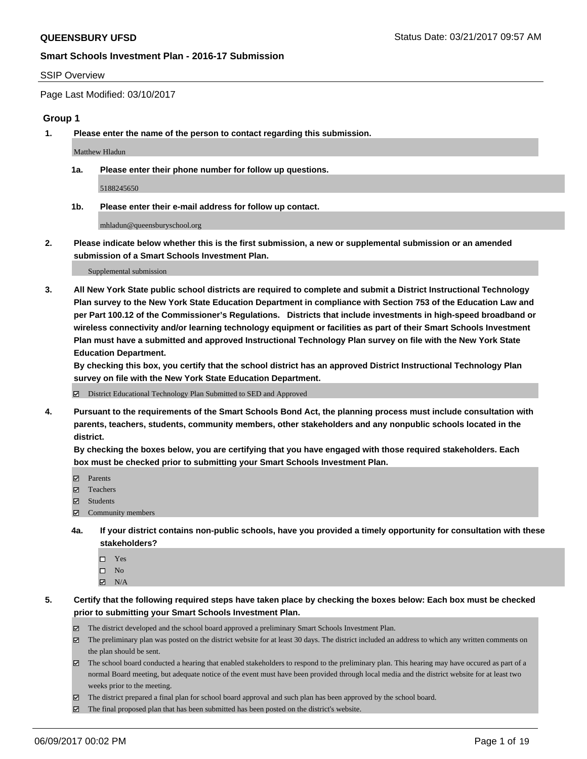**QUEENSBURY UFSD**

Status Date: 03/21/2017 09:57 AM

**Smart Schools Investment Plan - 2016-17 Submission**

SSIP Overview

Page Last Modified: 03/10/2017

## Group 1

**1. Please enter the name of the person to contact regarding this submission.**

Matthew Hladun

**1a. Please enter their phone number for follow up questions.**

5188245650

**1b. Please enter their e-mail address for follow up contact.**

mhladun@queensburyschool.org

**2. Please indicate below whether this is the first submission, a new or supplemental submission or an amended submission of a Smart Schools Investment Plan.**

Supplemental submission

**3. All New York State public school districts are required to complete and submit a District Instructional Technology Plan survey to the New York State Education Department in compliance with Section 753 of the Education Law and per Part 100.12 of the Commissioner's Regulations. Districts that include investments in high-speed broadband or wireless connectivity and/or learning technology equipment or facilities as part of their Smart Schools Investment Plan must have a submitted and approved Instructional Technology Plan survey on file with the New York State Education Department.**
**By checking this box, you certify that the school district has an approved District Instructional Technology Plan survey on file with the New York State Education Department.**

☑ District Educational Technology Plan Submitted to SED and Approved

**4. Pursuant to the requirements of the Smart Schools Bond Act, the planning process must include consultation with parents, teachers, students, community members, other stakeholders and any nonpublic schools located in the district.**
**By checking the boxes below, you are certifying that you have engaged with those required stakeholders. Each box must be checked prior to submitting your Smart Schools Investment Plan.**

- ☑ Parents
- ☑ Teachers
- ☑ Students
- ☑ Community members

**4a. If your district contains non-public schools, have you provided a timely opportunity for consultation with these stakeholders?**

- ☐ Yes
- ☐ No
- ☑ N/A

**5. Certify that the following required steps have taken place by checking the boxes below: Each box must be checked prior to submitting your Smart Schools Investment Plan.**

- ☑ The district developed and the school board approved a preliminary Smart Schools Investment Plan.
- ☑ The preliminary plan was posted on the district website for at least 30 days. The district included an address to which any written comments on the plan should be sent.
- ☑ The school board conducted a hearing that enabled stakeholders to respond to the preliminary plan. This hearing may have occured as part of a normal Board meeting, but adequate notice of the event must have been provided through local media and the district website for at least two weeks prior to the meeting.
- ☑ The district prepared a final plan for school board approval and such plan has been approved by the school board.
- ☑ The final proposed plan that has been submitted has been posted on the district's website.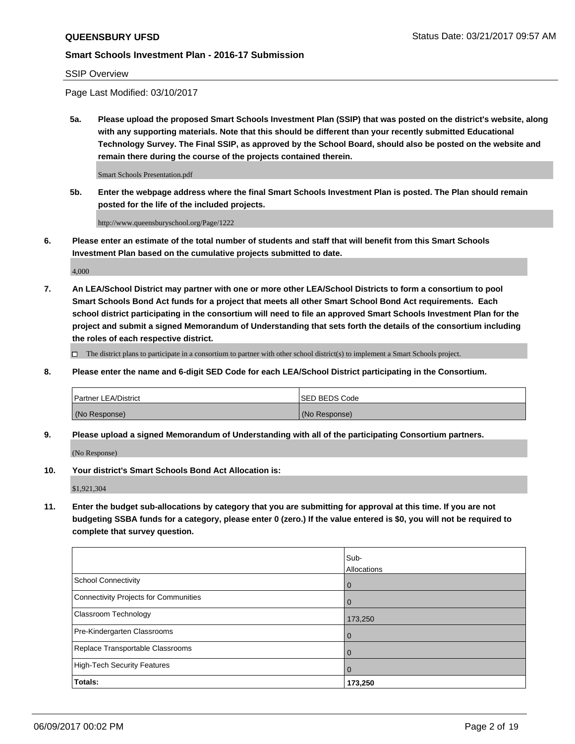SSIP Overview

Page Last Modified: 03/10/2017

**5a. Please upload the proposed Smart Schools Investment Plan (SSIP) that was posted on the district's website, along with any supporting materials. Note that this should be different than your recently submitted Educational Technology Survey. The Final SSIP, as approved by the School Board, should also be posted on the website and remain there during the course of the projects contained therein.**

Smart Schools Presentation.pdf

**5b. Enter the webpage address where the final Smart Schools Investment Plan is posted. The Plan should remain posted for the life of the included projects.**

http://www.queensburyschool.org/Page/1222

**6. Please enter an estimate of the total number of students and staff that will benefit from this Smart Schools Investment Plan based on the cumulative projects submitted to date.**

4,000

**7. An LEA/School District may partner with one or more other LEA/School Districts to form a consortium to pool Smart Schools Bond Act funds for a project that meets all other Smart School Bond Act requirements. Each school district participating in the consortium will need to file an approved Smart Schools Investment Plan for the project and submit a signed Memorandum of Understanding that sets forth the details of the consortium including the roles of each respective district.**

☐ The district plans to participate in a consortium to partner with other school district(s) to implement a Smart Schools project.

**8. Please enter the name and 6-digit SED Code for each LEA/School District participating in the Consortium.**

| Partner LEA/District | SED BEDS Code |
|---|---|
| (No Response) | (No Response) |

**9. Please upload a signed Memorandum of Understanding with all of the participating Consortium partners.**

(No Response)

**10. Your district's Smart Schools Bond Act Allocation is:**

$1,921,304

**11. Enter the budget sub-allocations by category that you are submitting for approval at this time. If you are not budgeting SSBA funds for a category, please enter 0 (zero.) If the value entered is $0, you will not be required to complete that survey question.**

| | Sub-Allocations |
|---|---|
| School Connectivity | 0 |
| Connectivity Projects for Communities | 0 |
| Classroom Technology | 173,250 |
| Pre-Kindergarten Classrooms | 0 |
| Replace Transportable Classrooms | 0 |
| High-Tech Security Features | 0 |
| **Totals:** | **173,250** |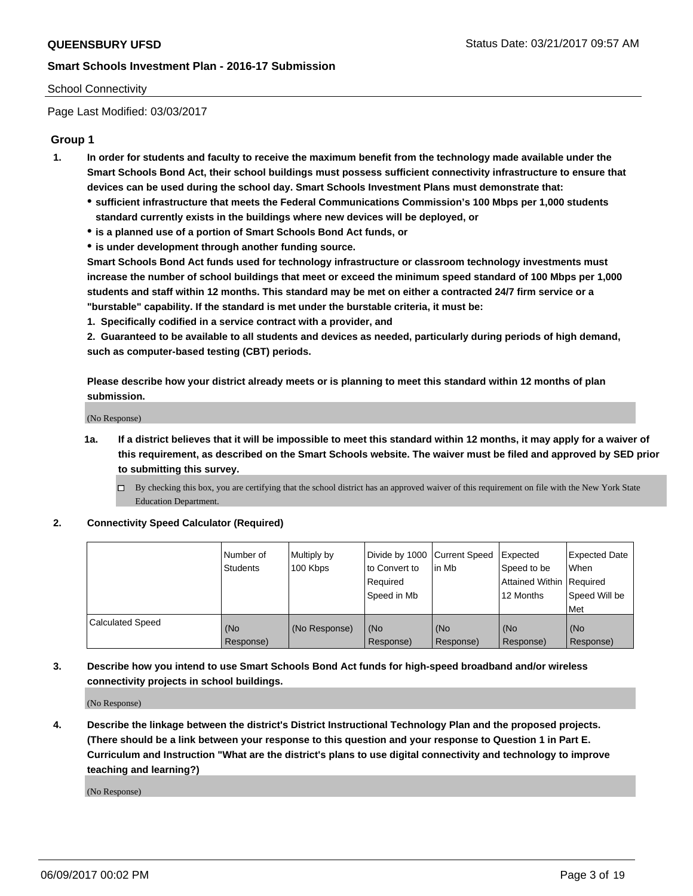School Connectivity

Page Last Modified: 03/03/2017

## Group 1

**1. In order for students and faculty to receive the maximum benefit from the technology made available under the Smart Schools Bond Act, their school buildings must possess sufficient connectivity infrastructure to ensure that devices can be used during the school day. Smart Schools Investment Plans must demonstrate that:**

- **sufficient infrastructure that meets the Federal Communications Commission's 100 Mbps per 1,000 students standard currently exists in the buildings where new devices will be deployed, or**
- **is a planned use of a portion of Smart Schools Bond Act funds, or**
- **is under development through another funding source.**

**Smart Schools Bond Act funds used for technology infrastructure or classroom technology investments must increase the number of school buildings that meet or exceed the minimum speed standard of 100 Mbps per 1,000 students and staff within 12 months. This standard may be met on either a contracted 24/7 firm service or a "burstable" capability. If the standard is met under the burstable criteria, it must be:**

**1. Specifically codified in a service contract with a provider, and**

**2. Guaranteed to be available to all students and devices as needed, particularly during periods of high demand, such as computer-based testing (CBT) periods.**

**Please describe how your district already meets or is planning to meet this standard within 12 months of plan submission.**

(No Response)

**1a. If a district believes that it will be impossible to meet this standard within 12 months, it may apply for a waiver of this requirement, as described on the Smart Schools website. The waiver must be filed and approved by SED prior to submitting this survey.**

☐ By checking this box, you are certifying that the school district has an approved waiver of this requirement on file with the New York State Education Department.

**2. Connectivity Speed Calculator (Required)**

| | Number of Students | Multiply by 100 Kbps | Divide by 1000 to Convert to Required Speed in Mb | Current Speed in Mb | Expected Speed to be Attained Within 12 Months | Expected Date When Required Speed Will be Met |
|---|---|---|---|---|---|---|
| Calculated Speed | (No Response) | (No Response) | (No Response) | (No Response) | (No Response) | (No Response) |

**3. Describe how you intend to use Smart Schools Bond Act funds for high-speed broadband and/or wireless connectivity projects in school buildings.**

(No Response)

**4. Describe the linkage between the district's District Instructional Technology Plan and the proposed projects. (There should be a link between your response to this question and your response to Question 1 in Part E. Curriculum and Instruction "What are the district's plans to use digital connectivity and technology to improve teaching and learning?)**

(No Response)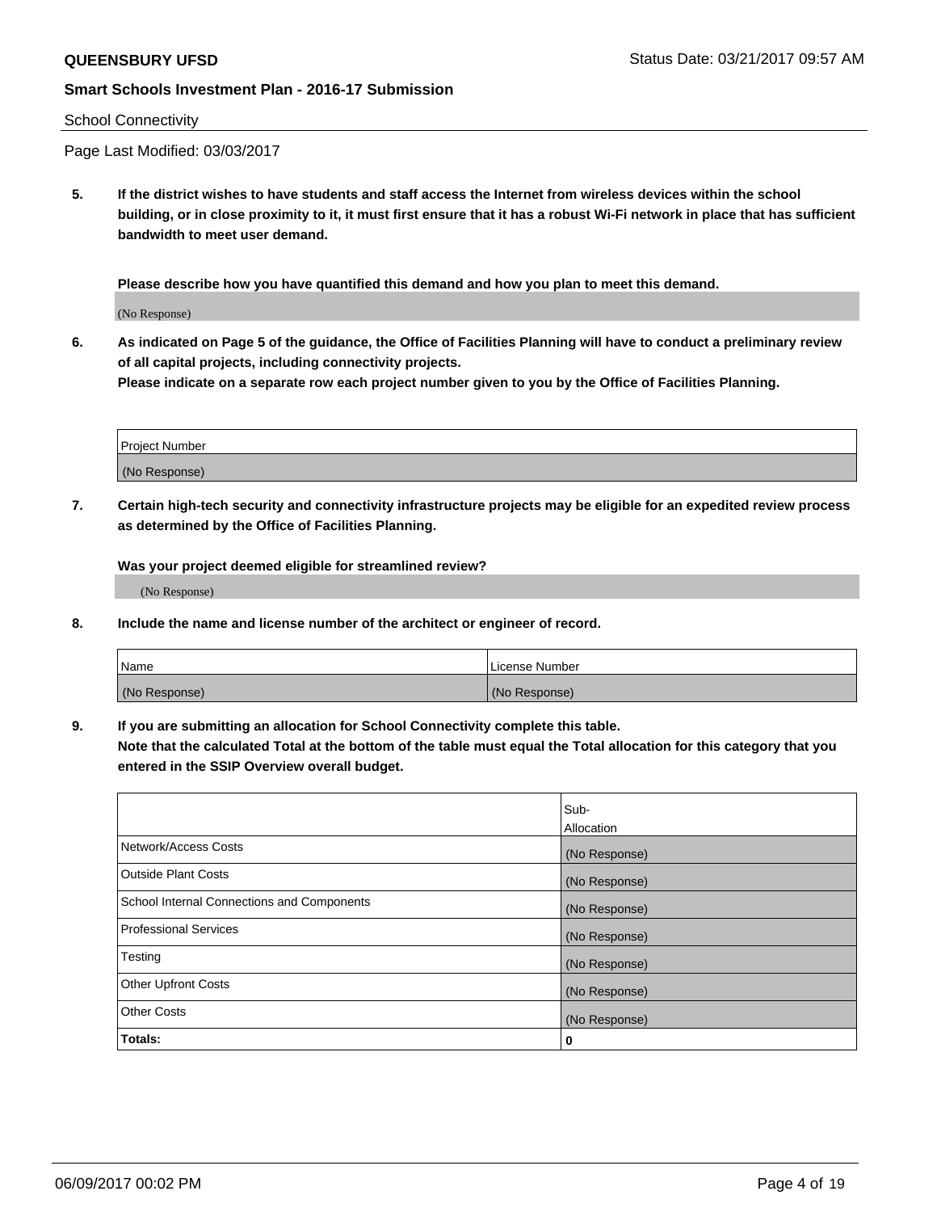School Connectivity

Page Last Modified: 03/03/2017

**5. If the district wishes to have students and staff access the Internet from wireless devices within the school building, or in close proximity to it, it must first ensure that it has a robust Wi-Fi network in place that has sufficient bandwidth to meet user demand.**

**Please describe how you have quantified this demand and how you plan to meet this demand.**

(No Response)

**6. As indicated on Page 5 of the guidance, the Office of Facilities Planning will have to conduct a preliminary review of all capital projects, including connectivity projects.**
**Please indicate on a separate row each project number given to you by the Office of Facilities Planning.**

| Project Number |
|---|
| (No Response) |

**7. Certain high-tech security and connectivity infrastructure projects may be eligible for an expedited review process as determined by the Office of Facilities Planning.**

**Was your project deemed eligible for streamlined review?**

(No Response)

**8. Include the name and license number of the architect or engineer of record.**

| Name | License Number |
|---|---|
| (No Response) | (No Response) |

**9. If you are submitting an allocation for School Connectivity complete this table.**
**Note that the calculated Total at the bottom of the table must equal the Total allocation for this category that you entered in the SSIP Overview overall budget.**

| | Sub-Allocation |
|---|---|
| Network/Access Costs | (No Response) |
| Outside Plant Costs | (No Response) |
| School Internal Connections and Components | (No Response) |
| Professional Services | (No Response) |
| Testing | (No Response) |
| Other Upfront Costs | (No Response) |
| Other Costs | (No Response) |
| **Totals:** | **0** |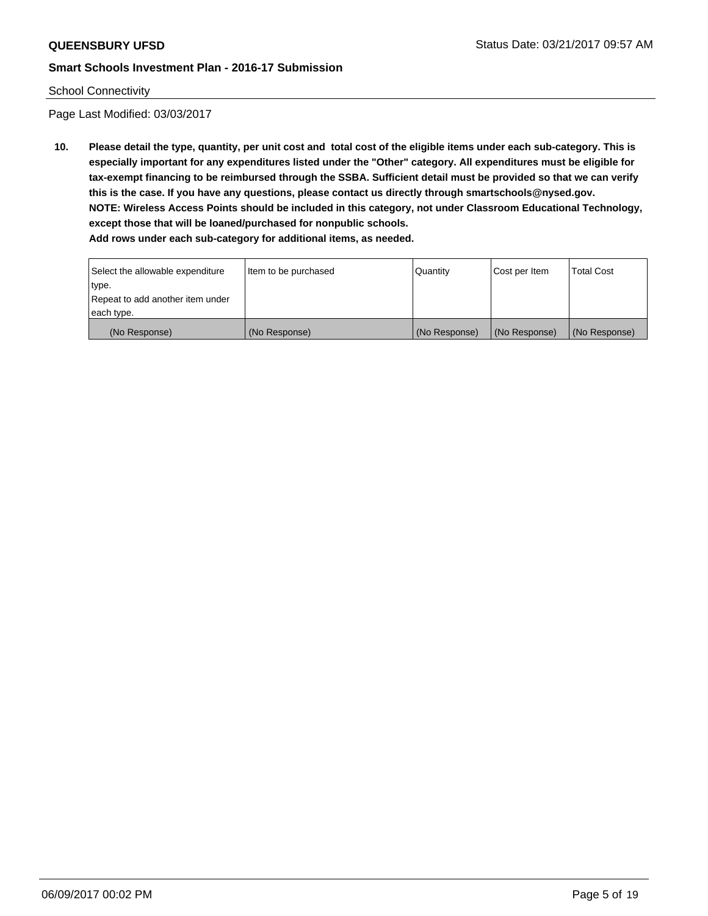School Connectivity

Page Last Modified: 03/03/2017

**10. Please detail the type, quantity, per unit cost and total cost of the eligible items under each sub-category. This is especially important for any expenditures listed under the "Other" category. All expenditures must be eligible for tax-exempt financing to be reimbursed through the SSBA. Sufficient detail must be provided so that we can verify this is the case. If you have any questions, please contact us directly through smartschools@nysed.gov.**
**NOTE: Wireless Access Points should be included in this category, not under Classroom Educational Technology, except those that will be loaned/purchased for nonpublic schools.**
**Add rows under each sub-category for additional items, as needed.**

| Select the allowable expenditure type. Repeat to add another item under each type. | Item to be purchased | Quantity | Cost per Item | Total Cost |
|---|---|---|---|---|
| (No Response) | (No Response) | (No Response) | (No Response) | (No Response) |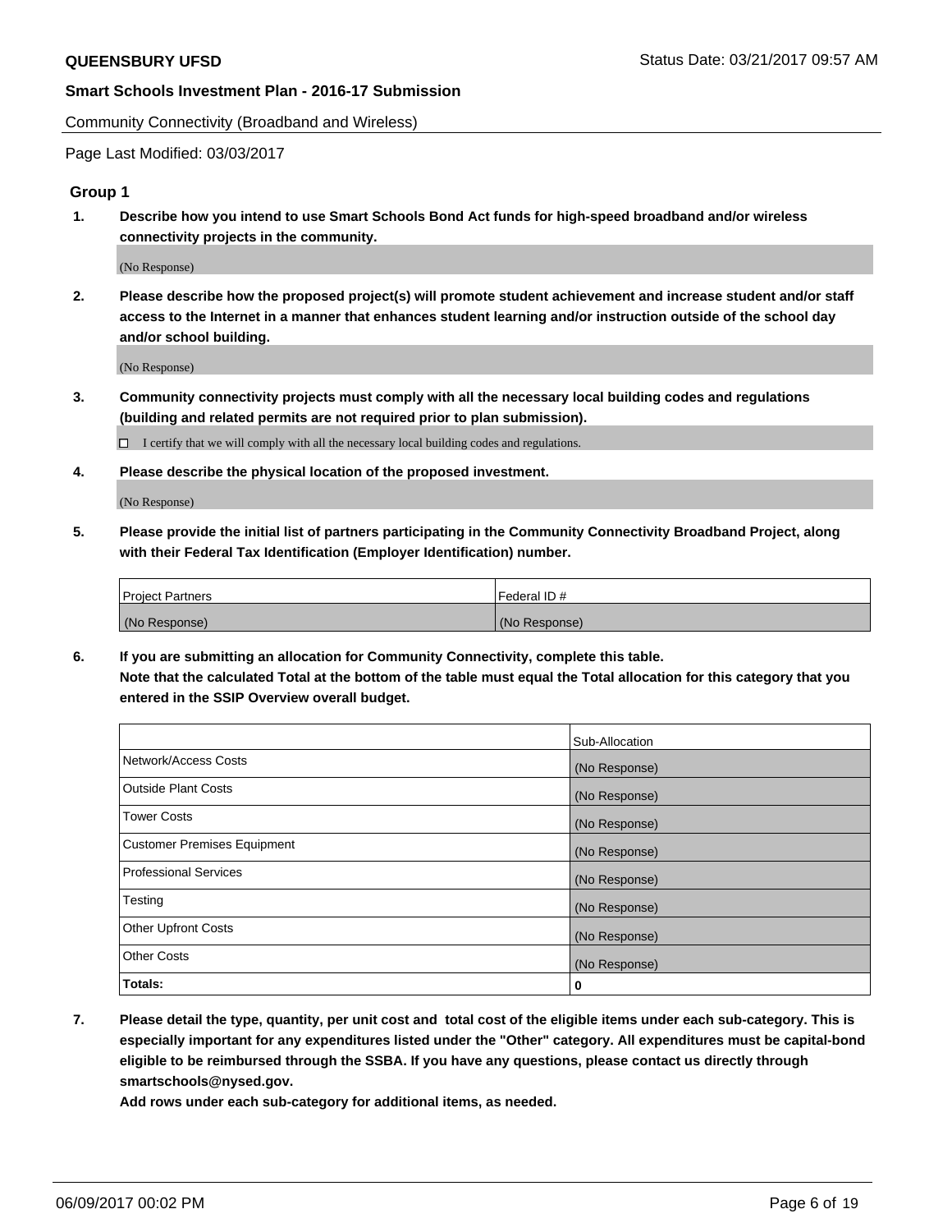Community Connectivity (Broadband and Wireless)

Page Last Modified: 03/03/2017

## Group 1

**1. Describe how you intend to use Smart Schools Bond Act funds for high-speed broadband and/or wireless connectivity projects in the community.**

(No Response)

**2. Please describe how the proposed project(s) will promote student achievement and increase student and/or staff access to the Internet in a manner that enhances student learning and/or instruction outside of the school day and/or school building.**

(No Response)

**3. Community connectivity projects must comply with all the necessary local building codes and regulations (building and related permits are not required prior to plan submission).**

☐ I certify that we will comply with all the necessary local building codes and regulations.

**4. Please describe the physical location of the proposed investment.**

(No Response)

**5. Please provide the initial list of partners participating in the Community Connectivity Broadband Project, along with their Federal Tax Identification (Employer Identification) number.**

| Project Partners | Federal ID # |
| --- | --- |
| (No Response) | (No Response) |

**6. If you are submitting an allocation for Community Connectivity, complete this table.**
**Note that the calculated Total at the bottom of the table must equal the Total allocation for this category that you entered in the SSIP Overview overall budget.**

| | Sub-Allocation |
| --- | --- |
| Network/Access Costs | (No Response) |
| Outside Plant Costs | (No Response) |
| Tower Costs | (No Response) |
| Customer Premises Equipment | (No Response) |
| Professional Services | (No Response) |
| Testing | (No Response) |
| Other Upfront Costs | (No Response) |
| Other Costs | (No Response) |
| **Totals:** | **0** |

**7. Please detail the type, quantity, per unit cost and total cost of the eligible items under each sub-category. This is especially important for any expenditures listed under the "Other" category. All expenditures must be capital-bond eligible to be reimbursed through the SSBA. If you have any questions, please contact us directly through smartschools@nysed.gov.**
**Add rows under each sub-category for additional items, as needed.**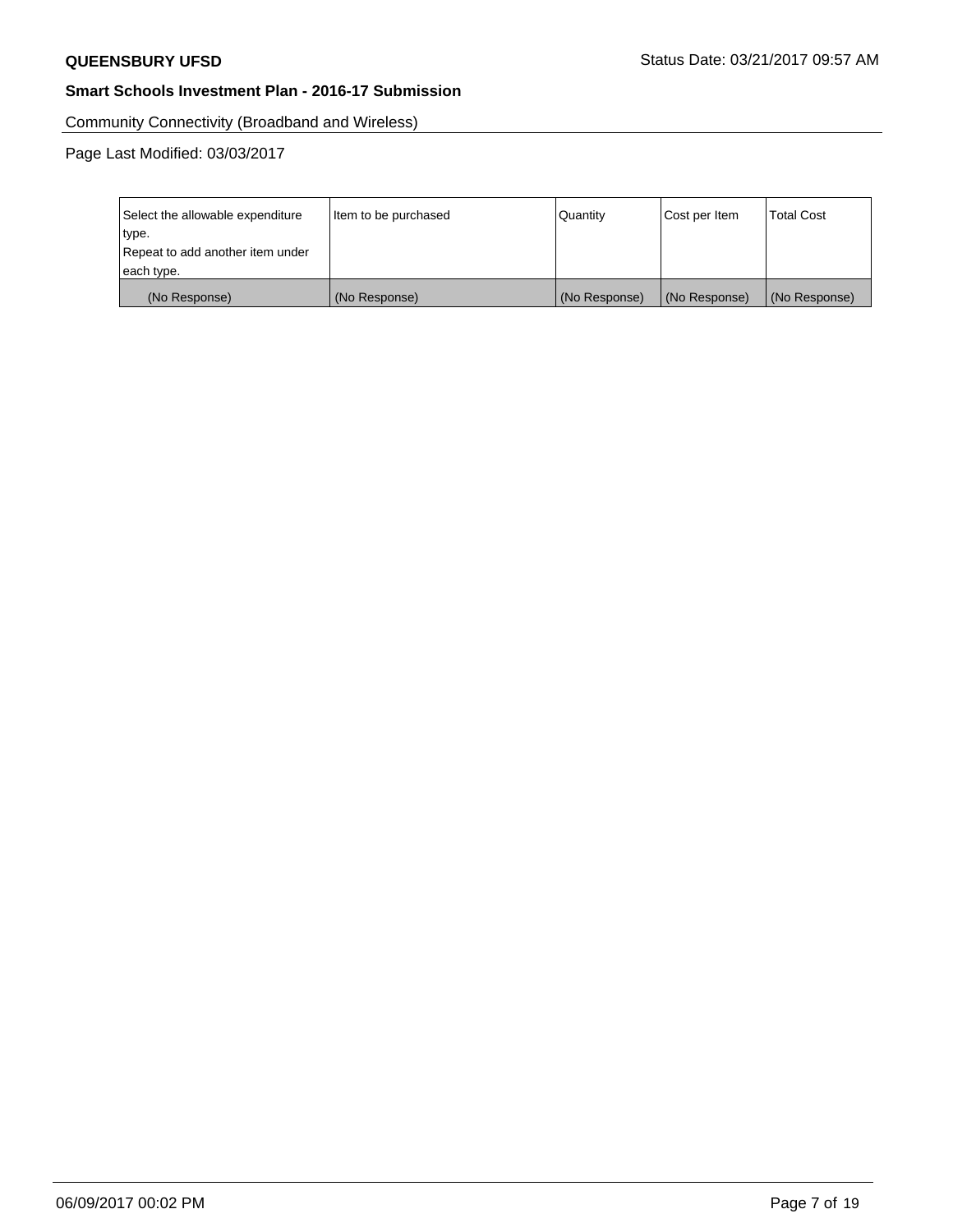Community Connectivity (Broadband and Wireless)

Page Last Modified: 03/03/2017

| Select the allowable expenditure type.<br>Repeat to add another item under each type. | Item to be purchased | Quantity | Cost per Item | Total Cost |
|---|---|---|---|---|
| (No Response) | (No Response) | (No Response) | (No Response) | (No Response) |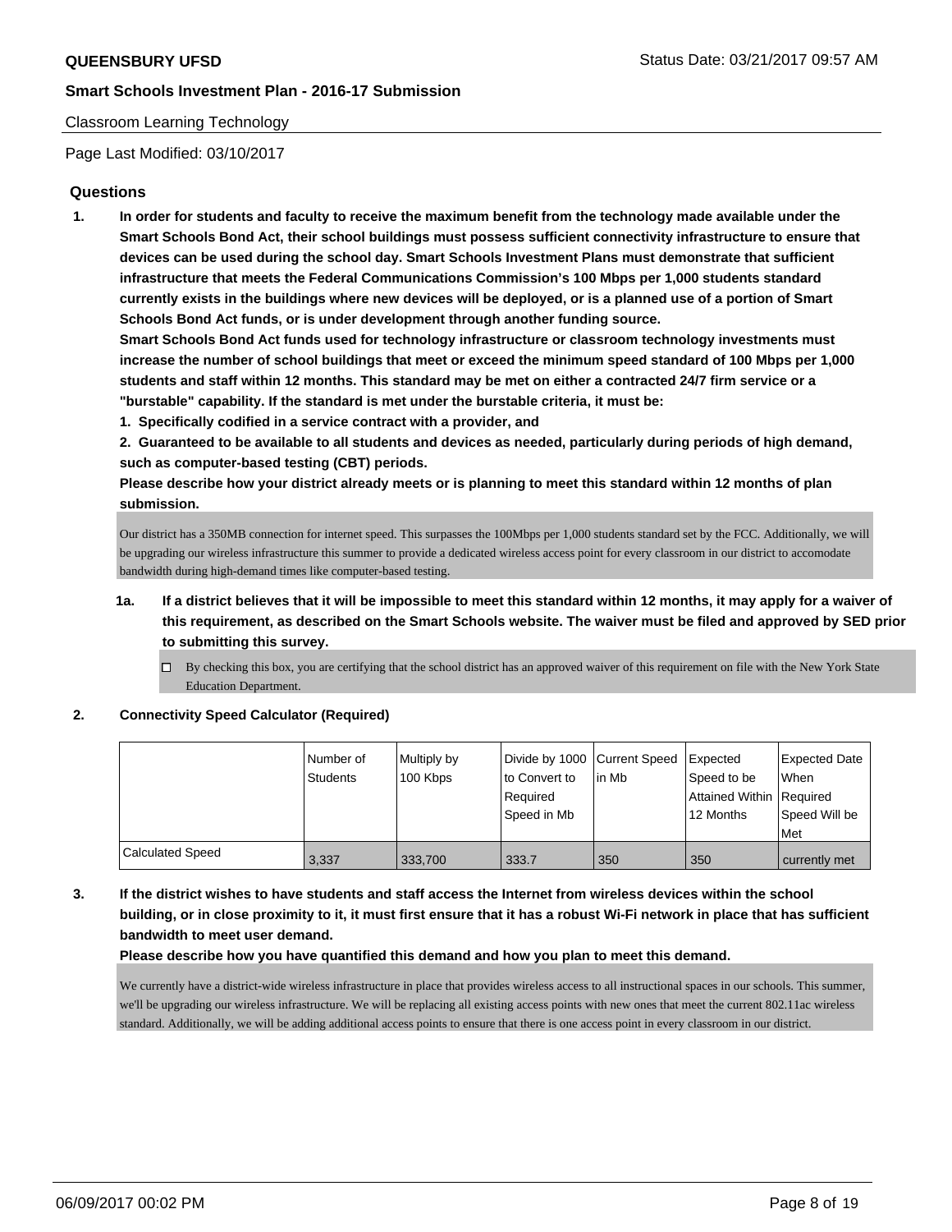Classroom Learning Technology

Page Last Modified: 03/10/2017

## Questions

**1. In order for students and faculty to receive the maximum benefit from the technology made available under the Smart Schools Bond Act, their school buildings must possess sufficient connectivity infrastructure to ensure that devices can be used during the school day. Smart Schools Investment Plans must demonstrate that sufficient infrastructure that meets the Federal Communications Commission's 100 Mbps per 1,000 students standard currently exists in the buildings where new devices will be deployed, or is a planned use of a portion of Smart Schools Bond Act funds, or is under development through another funding source.**

**Smart Schools Bond Act funds used for technology infrastructure or classroom technology investments must increase the number of school buildings that meet or exceed the minimum speed standard of 100 Mbps per 1,000 students and staff within 12 months. This standard may be met on either a contracted 24/7 firm service or a "burstable" capability. If the standard is met under the burstable criteria, it must be:**

**1. Specifically codified in a service contract with a provider, and**

**2. Guaranteed to be available to all students and devices as needed, particularly during periods of high demand, such as computer-based testing (CBT) periods.**

**Please describe how your district already meets or is planning to meet this standard within 12 months of plan submission.**

Our district has a 350MB connection for internet speed. This surpasses the 100Mbps per 1,000 students standard set by the FCC. Additionally, we will be upgrading our wireless infrastructure this summer to provide a dedicated wireless access point for every classroom in our district to accomodate bandwidth during high-demand times like computer-based testing.

**1a. If a district believes that it will be impossible to meet this standard within 12 months, it may apply for a waiver of this requirement, as described on the Smart Schools website. The waiver must be filed and approved by SED prior to submitting this survey.**

☐ By checking this box, you are certifying that the school district has an approved waiver of this requirement on file with the New York State Education Department.

**2. Connectivity Speed Calculator (Required)**

| | Number of Students | Multiply by 100 Kbps | Divide by 1000 to Convert to Required Speed in Mb | Current Speed in Mb | Expected Speed to be Attained Within 12 Months | Expected Date When Required Speed Will be Met |
|---|---|---|---|---|---|---|
| Calculated Speed | 3,337 | 333,700 | 333.7 | 350 | 350 | currently met |

**3. If the district wishes to have students and staff access the Internet from wireless devices within the school building, or in close proximity to it, it must first ensure that it has a robust Wi-Fi network in place that has sufficient bandwidth to meet user demand.**

**Please describe how you have quantified this demand and how you plan to meet this demand.**

We currently have a district-wide wireless infrastructure in place that provides wireless access to all instructional spaces in our schools. This summer, we'll be upgrading our wireless infrastructure. We will be replacing all existing access points with new ones that meet the current 802.11ac wireless standard. Additionally, we will be adding additional access points to ensure that there is one access point in every classroom in our district.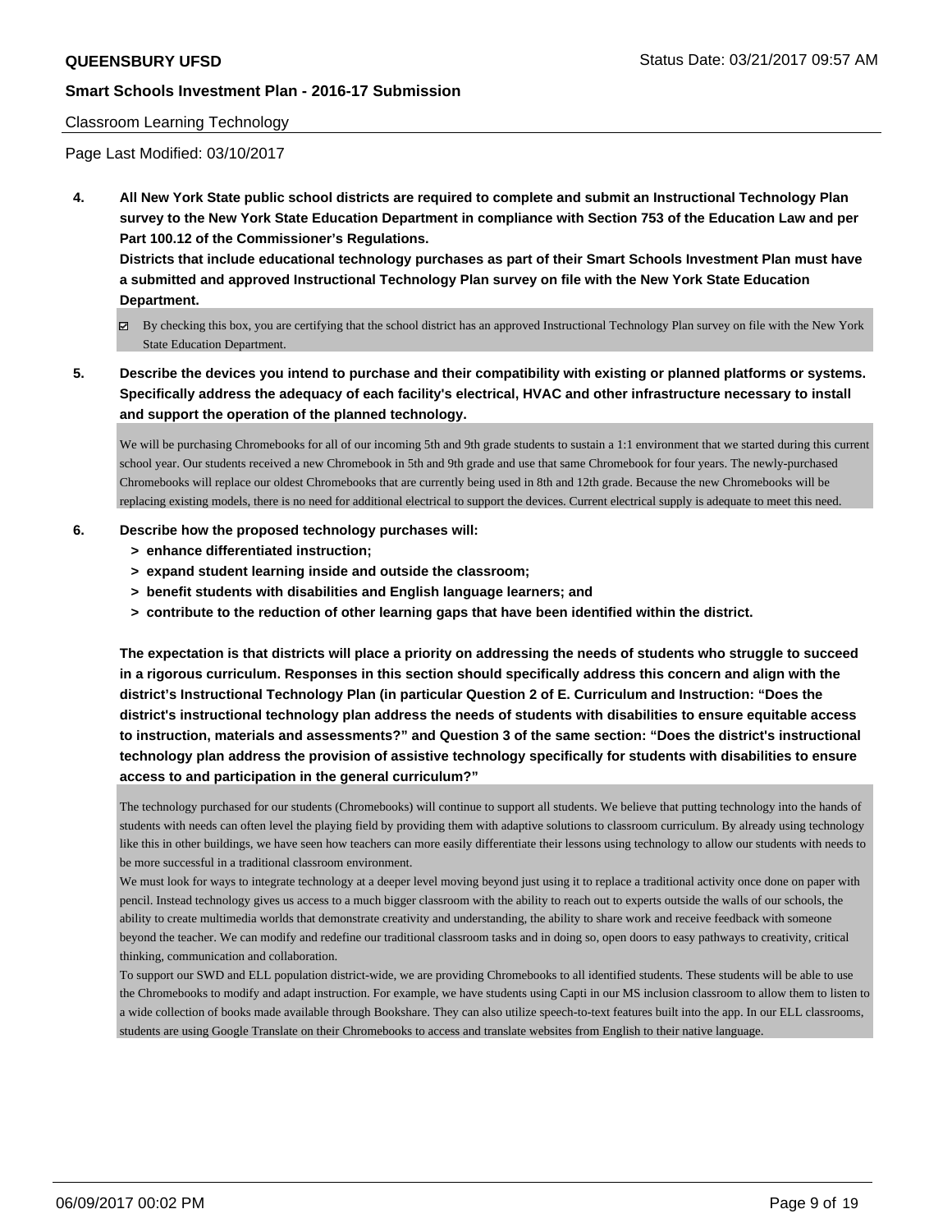Classroom Learning Technology

Page Last Modified: 03/10/2017

**4. All New York State public school districts are required to complete and submit an Instructional Technology Plan survey to the New York State Education Department in compliance with Section 753 of the Education Law and per Part 100.12 of the Commissioner's Regulations.**

**Districts that include educational technology purchases as part of their Smart Schools Investment Plan must have a submitted and approved Instructional Technology Plan survey on file with the New York State Education Department.**

☑ By checking this box, you are certifying that the school district has an approved Instructional Technology Plan survey on file with the New York State Education Department.

**5. Describe the devices you intend to purchase and their compatibility with existing or planned platforms or systems. Specifically address the adequacy of each facility's electrical, HVAC and other infrastructure necessary to install and support the operation of the planned technology.**

We will be purchasing Chromebooks for all of our incoming 5th and 9th grade students to sustain a 1:1 environment that we started during this current school year. Our students received a new Chromebook in 5th and 9th grade and use that same Chromebook for four years. The newly-purchased Chromebooks will replace our oldest Chromebooks that are currently being used in 8th and 12th grade. Because the new Chromebooks will be replacing existing models, there is no need for additional electrical to support the devices. Current electrical supply is adequate to meet this need.

**6. Describe how the proposed technology purchases will:**

- **> enhance differentiated instruction;**
- **> expand student learning inside and outside the classroom;**
- **> benefit students with disabilities and English language learners; and**
- **> contribute to the reduction of other learning gaps that have been identified within the district.**

**The expectation is that districts will place a priority on addressing the needs of students who struggle to succeed in a rigorous curriculum. Responses in this section should specifically address this concern and align with the district's Instructional Technology Plan (in particular Question 2 of E. Curriculum and Instruction: "Does the district's instructional technology plan address the needs of students with disabilities to ensure equitable access to instruction, materials and assessments?" and Question 3 of the same section: "Does the district's instructional technology plan address the provision of assistive technology specifically for students with disabilities to ensure access to and participation in the general curriculum?"**

The technology purchased for our students (Chromebooks) will continue to support all students. We believe that putting technology into the hands of students with needs can often level the playing field by providing them with adaptive solutions to classroom curriculum. By already using technology like this in other buildings, we have seen how teachers can more easily differentiate their lessons using technology to allow our students with needs to be more successful in a traditional classroom environment.

We must look for ways to integrate technology at a deeper level moving beyond just using it to replace a traditional activity once done on paper with pencil. Instead technology gives us access to a much bigger classroom with the ability to reach out to experts outside the walls of our schools, the ability to create multimedia worlds that demonstrate creativity and understanding, the ability to share work and receive feedback with someone beyond the teacher. We can modify and redefine our traditional classroom tasks and in doing so, open doors to easy pathways to creativity, critical thinking, communication and collaboration.

To support our SWD and ELL population district-wide, we are providing Chromebooks to all identified students. These students will be able to use the Chromebooks to modify and adapt instruction. For example, we have students using Capti in our MS inclusion classroom to allow them to listen to a wide collection of books made available through Bookshare. They can also utilize speech-to-text features built into the app. In our ELL classrooms, students are using Google Translate on their Chromebooks to access and translate websites from English to their native language.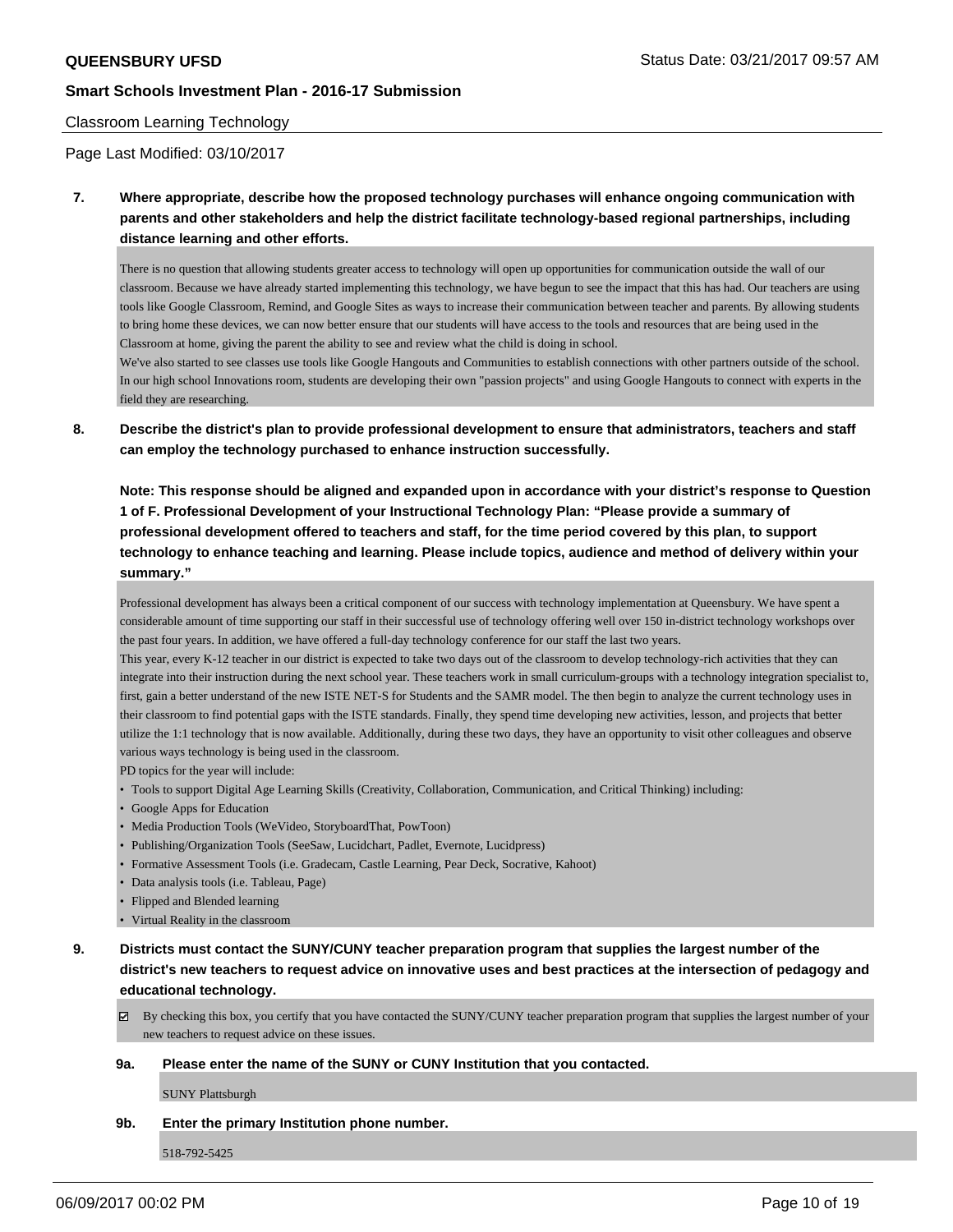Classroom Learning Technology

Page Last Modified: 03/10/2017

**7. Where appropriate, describe how the proposed technology purchases will enhance ongoing communication with parents and other stakeholders and help the district facilitate technology-based regional partnerships, including distance learning and other efforts.**

There is no question that allowing students greater access to technology will open up opportunities for communication outside the wall of our classroom. Because we have already started implementing this technology, we have begun to see the impact that this has had. Our teachers are using tools like Google Classroom, Remind, and Google Sites as ways to increase their communication between teacher and parents. By allowing students to bring home these devices, we can now better ensure that our students will have access to the tools and resources that are being used in the Classroom at home, giving the parent the ability to see and review what the child is doing in school.

We've also started to see classes use tools like Google Hangouts and Communities to establish connections with other partners outside of the school. In our high school Innovations room, students are developing their own "passion projects" and using Google Hangouts to connect with experts in the field they are researching.

**8. Describe the district's plan to provide professional development to ensure that administrators, teachers and staff can employ the technology purchased to enhance instruction successfully.**

**Note: This response should be aligned and expanded upon in accordance with your district's response to Question 1 of F. Professional Development of your Instructional Technology Plan: "Please provide a summary of professional development offered to teachers and staff, for the time period covered by this plan, to support technology to enhance teaching and learning. Please include topics, audience and method of delivery within your summary."**

Professional development has always been a critical component of our success with technology implementation at Queensbury. We have spent a considerable amount of time supporting our staff in their successful use of technology offering well over 150 in-district technology workshops over the past four years. In addition, we have offered a full-day technology conference for our staff the last two years.

This year, every K-12 teacher in our district is expected to take two days out of the classroom to develop technology-rich activities that they can integrate into their instruction during the next school year. These teachers work in small curriculum-groups with a technology integration specialist to, first, gain a better understand of the new ISTE NET-S for Students and the SAMR model. The then begin to analyze the current technology uses in their classroom to find potential gaps with the ISTE standards. Finally, they spend time developing new activities, lesson, and projects that better utilize the 1:1 technology that is now available. Additionally, during these two days, they have an opportunity to visit other colleagues and observe various ways technology is being used in the classroom.

PD topics for the year will include:

- Tools to support Digital Age Learning Skills (Creativity, Collaboration, Communication, and Critical Thinking) including:
- Google Apps for Education
- Media Production Tools (WeVideo, StoryboardThat, PowToon)
- Publishing/Organization Tools (SeeSaw, Lucidchart, Padlet, Evernote, Lucidpress)
- Formative Assessment Tools (i.e. Gradecam, Castle Learning, Pear Deck, Socrative, Kahoot)
- Data analysis tools (i.e. Tableau, Page)
- Flipped and Blended learning
- Virtual Reality in the classroom

**9. Districts must contact the SUNY/CUNY teacher preparation program that supplies the largest number of the district's new teachers to request advice on innovative uses and best practices at the intersection of pedagogy and educational technology.**

☑ By checking this box, you certify that you have contacted the SUNY/CUNY teacher preparation program that supplies the largest number of your new teachers to request advice on these issues.

**9a. Please enter the name of the SUNY or CUNY Institution that you contacted.**

SUNY Plattsburgh

**9b. Enter the primary Institution phone number.**

518-792-5425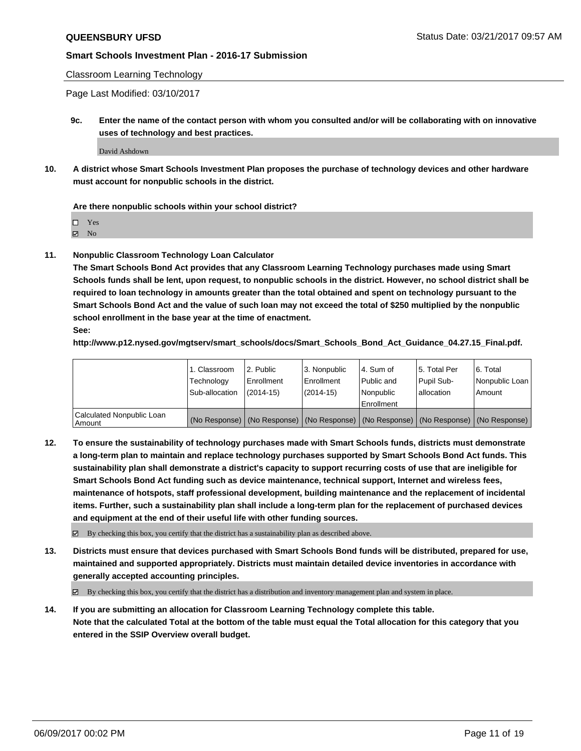Classroom Learning Technology

Page Last Modified: 03/10/2017

**9c. Enter the name of the contact person with whom you consulted and/or will be collaborating with on innovative uses of technology and best practices.**

David Ashdown

**10. A district whose Smart Schools Investment Plan proposes the purchase of technology devices and other hardware must account for nonpublic schools in the district.**

**Are there nonpublic schools within your school district?**

☐ Yes
☑ No

**11. Nonpublic Classroom Technology Loan Calculator**
**The Smart Schools Bond Act provides that any Classroom Learning Technology purchases made using Smart Schools funds shall be lent, upon request, to nonpublic schools in the district. However, no school district shall be required to loan technology in amounts greater than the total obtained and spent on technology pursuant to the Smart Schools Bond Act and the value of such loan may not exceed the total of $250 multiplied by the nonpublic school enrollment in the base year at the time of enactment.**
**See:**
**http://www.p12.nysed.gov/mgtserv/smart_schools/docs/Smart_Schools_Bond_Act_Guidance_04.27.15_Final.pdf.**

| | 1. Classroom Technology Sub-allocation | 2. Public Enrollment (2014-15) | 3. Nonpublic Enrollment (2014-15) | 4. Sum of Public and Nonpublic Enrollment | 5. Total Per Pupil Sub-allocation | 6. Total Nonpublic Loan Amount |
|---|---|---|---|---|---|---|
| Calculated Nonpublic Loan Amount | (No Response) | (No Response) | (No Response) | (No Response) | (No Response) | (No Response) |

**12. To ensure the sustainability of technology purchases made with Smart Schools funds, districts must demonstrate a long-term plan to maintain and replace technology purchases supported by Smart Schools Bond Act funds. This sustainability plan shall demonstrate a district's capacity to support recurring costs of use that are ineligible for Smart Schools Bond Act funding such as device maintenance, technical support, Internet and wireless fees, maintenance of hotspots, staff professional development, building maintenance and the replacement of incidental items. Further, such a sustainability plan shall include a long-term plan for the replacement of purchased devices and equipment at the end of their useful life with other funding sources.**

☑ By checking this box, you certify that the district has a sustainability plan as described above.

**13. Districts must ensure that devices purchased with Smart Schools Bond funds will be distributed, prepared for use, maintained and supported appropriately. Districts must maintain detailed device inventories in accordance with generally accepted accounting principles.**

☑ By checking this box, you certify that the district has a distribution and inventory management plan and system in place.

**14. If you are submitting an allocation for Classroom Learning Technology complete this table.**
**Note that the calculated Total at the bottom of the table must equal the Total allocation for this category that you entered in the SSIP Overview overall budget.**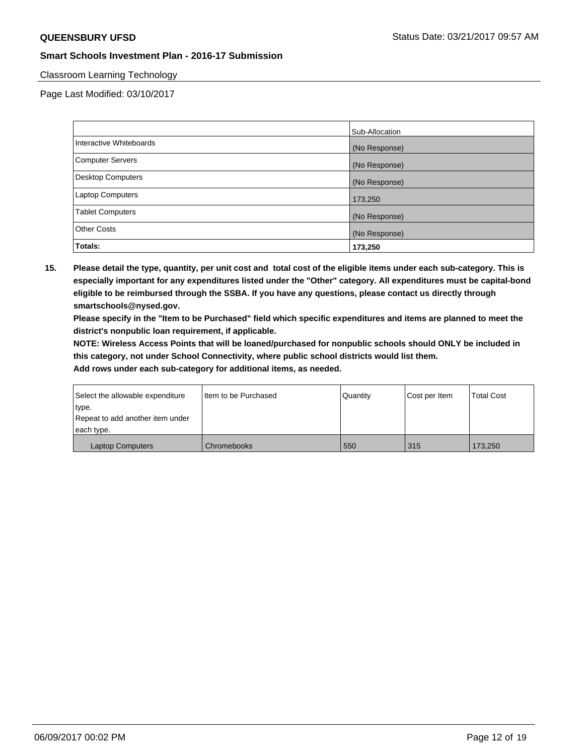**QUEENSBURY UFSD** Status Date: 03/21/2017 09:57 AM

**Smart Schools Investment Plan - 2016-17 Submission**

Classroom Learning Technology

Page Last Modified: 03/10/2017

| | Sub-Allocation |
|---|---|
| Interactive Whiteboards | (No Response) |
| Computer Servers | (No Response) |
| Desktop Computers | (No Response) |
| Laptop Computers | 173,250 |
| Tablet Computers | (No Response) |
| Other Costs | (No Response) |
| **Totals:** | **173,250** |

**15. Please detail the type, quantity, per unit cost and total cost of the eligible items under each sub-category. This is especially important for any expenditures listed under the "Other" category. All expenditures must be capital-bond eligible to be reimbursed through the SSBA. If you have any questions, please contact us directly through smartschools@nysed.gov.**

**Please specify in the "Item to be Purchased" field which specific expenditures and items are planned to meet the district's nonpublic loan requirement, if applicable.**

**NOTE: Wireless Access Points that will be loaned/purchased for nonpublic schools should ONLY be included in this category, not under School Connectivity, where public school districts would list them.**

**Add rows under each sub-category for additional items, as needed.**

| Select the allowable expenditure type. Repeat to add another item under each type. | Item to be Purchased | Quantity | Cost per Item | Total Cost |
|---|---|---|---|---|
| Laptop Computers | Chromebooks | 550 | 315 | 173,250 |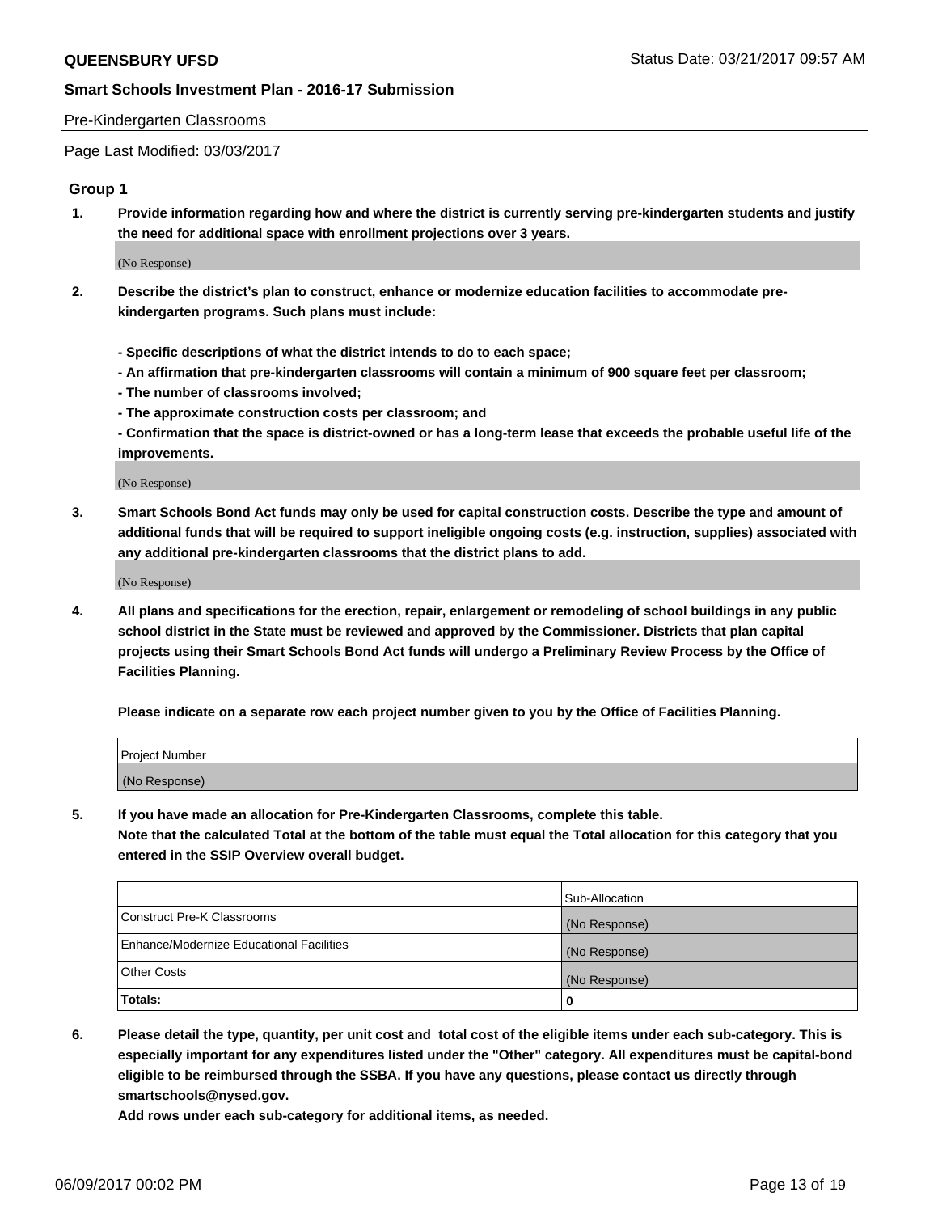Pre-Kindergarten Classrooms

Page Last Modified: 03/03/2017

## Group 1

**1. Provide information regarding how and where the district is currently serving pre-kindergarten students and justify the need for additional space with enrollment projections over 3 years.**

(No Response)

**2. Describe the district's plan to construct, enhance or modernize education facilities to accommodate pre-kindergarten programs. Such plans must include:**

**- Specific descriptions of what the district intends to do to each space;**
**- An affirmation that pre-kindergarten classrooms will contain a minimum of 900 square feet per classroom;**
**- The number of classrooms involved;**
**- The approximate construction costs per classroom; and**
**- Confirmation that the space is district-owned or has a long-term lease that exceeds the probable useful life of the improvements.**

(No Response)

**3. Smart Schools Bond Act funds may only be used for capital construction costs. Describe the type and amount of additional funds that will be required to support ineligible ongoing costs (e.g. instruction, supplies) associated with any additional pre-kindergarten classrooms that the district plans to add.**

(No Response)

**4. All plans and specifications for the erection, repair, enlargement or remodeling of school buildings in any public school district in the State must be reviewed and approved by the Commissioner. Districts that plan capital projects using their Smart Schools Bond Act funds will undergo a Preliminary Review Process by the Office of Facilities Planning.**

**Please indicate on a separate row each project number given to you by the Office of Facilities Planning.**

| Project Number |
|---|
| (No Response) |

**5. If you have made an allocation for Pre-Kindergarten Classrooms, complete this table.**
**Note that the calculated Total at the bottom of the table must equal the Total allocation for this category that you entered in the SSIP Overview overall budget.**

| | Sub-Allocation |
|---|---|
| Construct Pre-K Classrooms | (No Response) |
| Enhance/Modernize Educational Facilities | (No Response) |
| Other Costs | (No Response) |
| **Totals:** | **0** |

**6. Please detail the type, quantity, per unit cost and total cost of the eligible items under each sub-category. This is especially important for any expenditures listed under the "Other" category. All expenditures must be capital-bond eligible to be reimbursed through the SSBA. If you have any questions, please contact us directly through smartschools@nysed.gov.**

**Add rows under each sub-category for additional items, as needed.**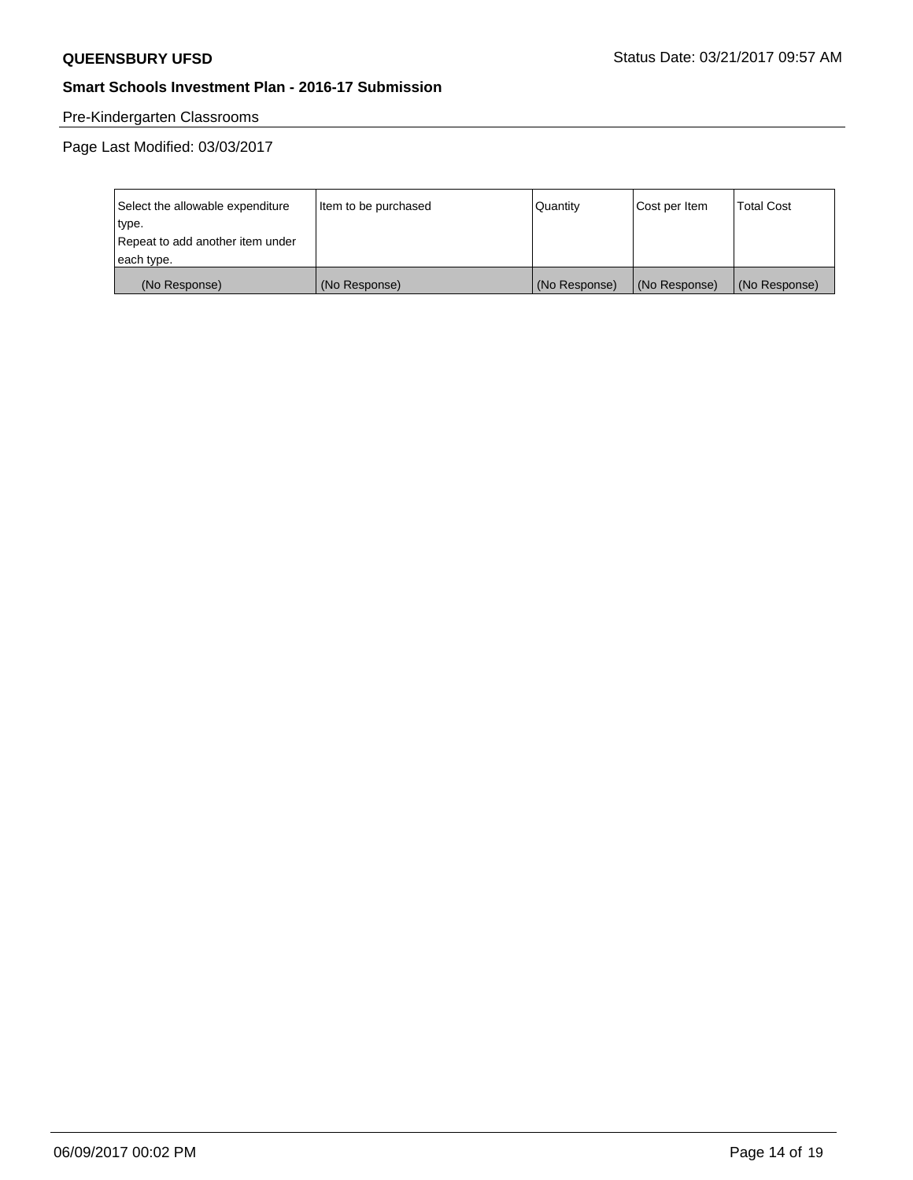Pre-Kindergarten Classrooms

Page Last Modified: 03/03/2017

| Select the allowable expenditure type. Repeat to add another item under each type. | Item to be purchased | Quantity | Cost per Item | Total Cost |
|---|---|---|---|---|
| (No Response) | (No Response) | (No Response) | (No Response) | (No Response) |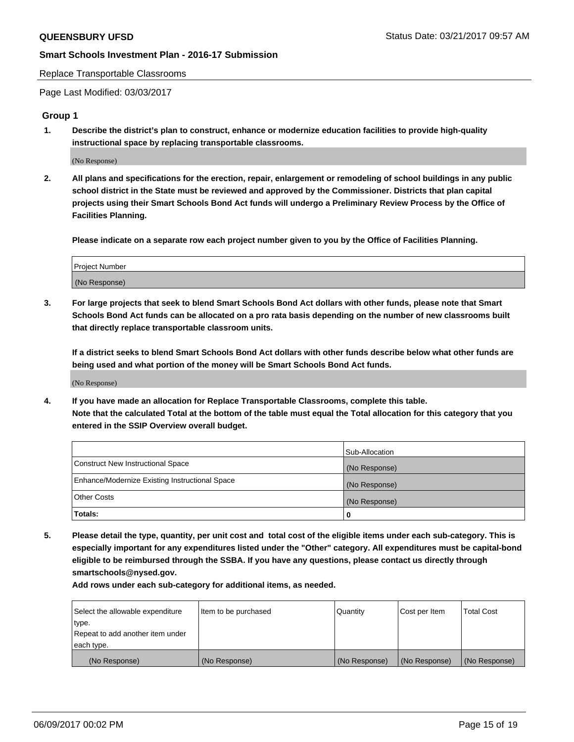Replace Transportable Classrooms

Page Last Modified: 03/03/2017

## Group 1

**1. Describe the district's plan to construct, enhance or modernize education facilities to provide high-quality instructional space by replacing transportable classrooms.**

(No Response)

**2. All plans and specifications for the erection, repair, enlargement or remodeling of school buildings in any public school district in the State must be reviewed and approved by the Commissioner. Districts that plan capital projects using their Smart Schools Bond Act funds will undergo a Preliminary Review Process by the Office of Facilities Planning.**

**Please indicate on a separate row each project number given to you by the Office of Facilities Planning.**

| Project Number |
| --- |
| (No Response) |

**3. For large projects that seek to blend Smart Schools Bond Act dollars with other funds, please note that Smart Schools Bond Act funds can be allocated on a pro rata basis depending on the number of new classrooms built that directly replace transportable classroom units.**

**If a district seeks to blend Smart Schools Bond Act dollars with other funds describe below what other funds are being used and what portion of the money will be Smart Schools Bond Act funds.**

(No Response)

**4. If you have made an allocation for Replace Transportable Classrooms, complete this table.**
**Note that the calculated Total at the bottom of the table must equal the Total allocation for this category that you entered in the SSIP Overview overall budget.**

| | Sub-Allocation |
| --- | --- |
| Construct New Instructional Space | (No Response) |
| Enhance/Modernize Existing Instructional Space | (No Response) |
| Other Costs | (No Response) |
| **Totals:** | **0** |

**5. Please detail the type, quantity, per unit cost and total cost of the eligible items under each sub-category. This is especially important for any expenditures listed under the "Other" category. All expenditures must be capital-bond eligible to be reimbursed through the SSBA. If you have any questions, please contact us directly through smartschools@nysed.gov.**

**Add rows under each sub-category for additional items, as needed.**

| Select the allowable expenditure type. Repeat to add another item under each type. | Item to be purchased | Quantity | Cost per Item | Total Cost |
| --- | --- | --- | --- | --- |
| (No Response) | (No Response) | (No Response) | (No Response) | (No Response) |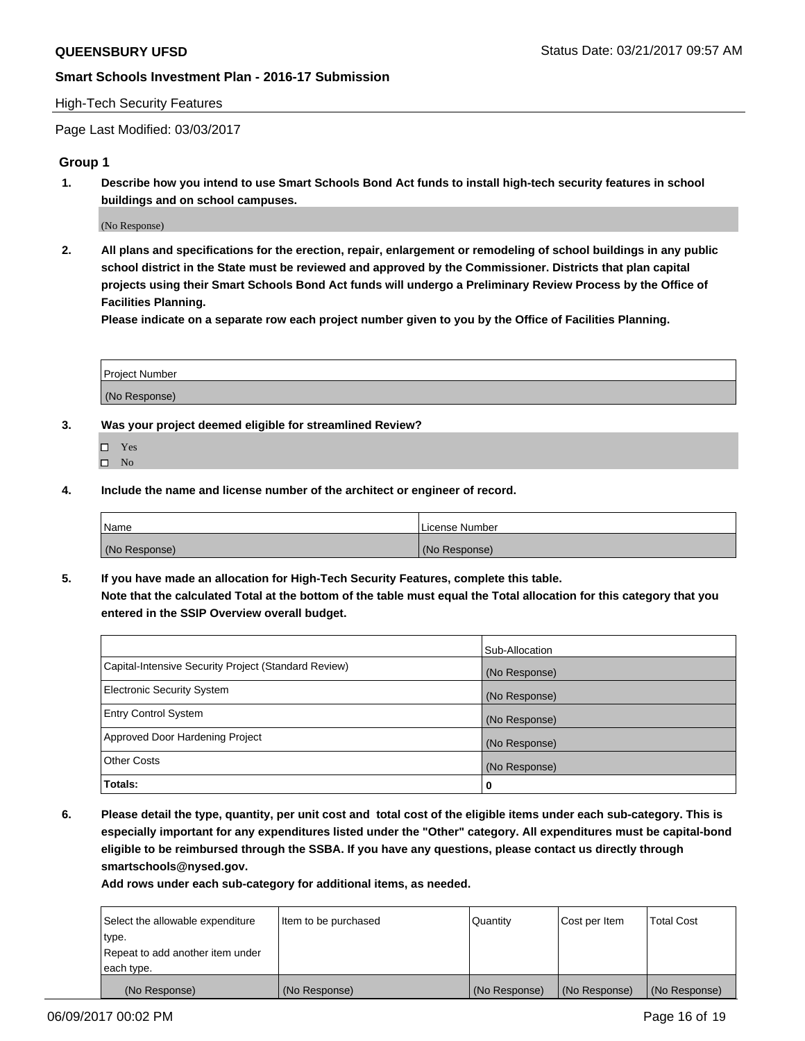## High-Tech Security Features

Page Last Modified: 03/03/2017

### Group 1

**1. Describe how you intend to use Smart Schools Bond Act funds to install high-tech security features in school buildings and on school campuses.**

(No Response)

**2. All plans and specifications for the erection, repair, enlargement or remodeling of school buildings in any public school district in the State must be reviewed and approved by the Commissioner. Districts that plan capital projects using their Smart Schools Bond Act funds will undergo a Preliminary Review Process by the Office of Facilities Planning.**

**Please indicate on a separate row each project number given to you by the Office of Facilities Planning.**

| Project Number |
|---|
| (No Response) |

**3. Was your project deemed eligible for streamlined Review?**

- ☐ Yes
- ☐ No

**4. Include the name and license number of the architect or engineer of record.**

| Name | License Number |
|---|---|
| (No Response) | (No Response) |

**5. If you have made an allocation for High-Tech Security Features, complete this table.**
**Note that the calculated Total at the bottom of the table must equal the Total allocation for this category that you entered in the SSIP Overview overall budget.**

| | Sub-Allocation |
|---|---|
| Capital-Intensive Security Project (Standard Review) | (No Response) |
| Electronic Security System | (No Response) |
| Entry Control System | (No Response) |
| Approved Door Hardening Project | (No Response) |
| Other Costs | (No Response) |
| **Totals:** | **0** |

**6. Please detail the type, quantity, per unit cost and total cost of the eligible items under each sub-category. This is especially important for any expenditures listed under the "Other" category. All expenditures must be capital-bond eligible to be reimbursed through the SSBA. If you have any questions, please contact us directly through smartschools@nysed.gov.**

**Add rows under each sub-category for additional items, as needed.**

| Select the allowable expenditure type. Repeat to add another item under each type. | Item to be purchased | Quantity | Cost per Item | Total Cost |
|---|---|---|---|---|
| (No Response) | (No Response) | (No Response) | (No Response) | (No Response) |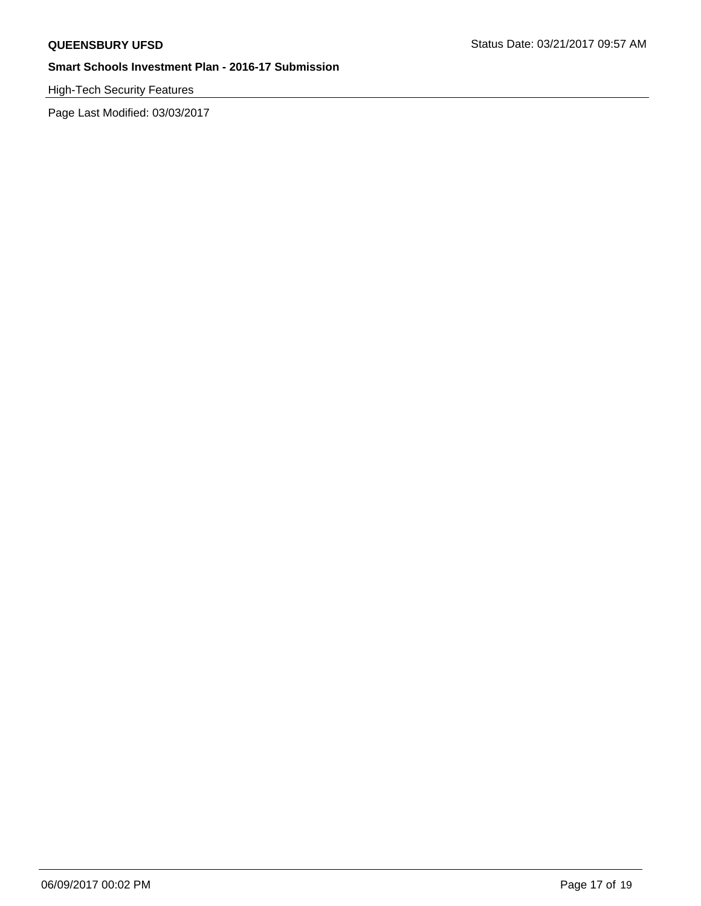High-Tech Security Features

Page Last Modified: 03/03/2017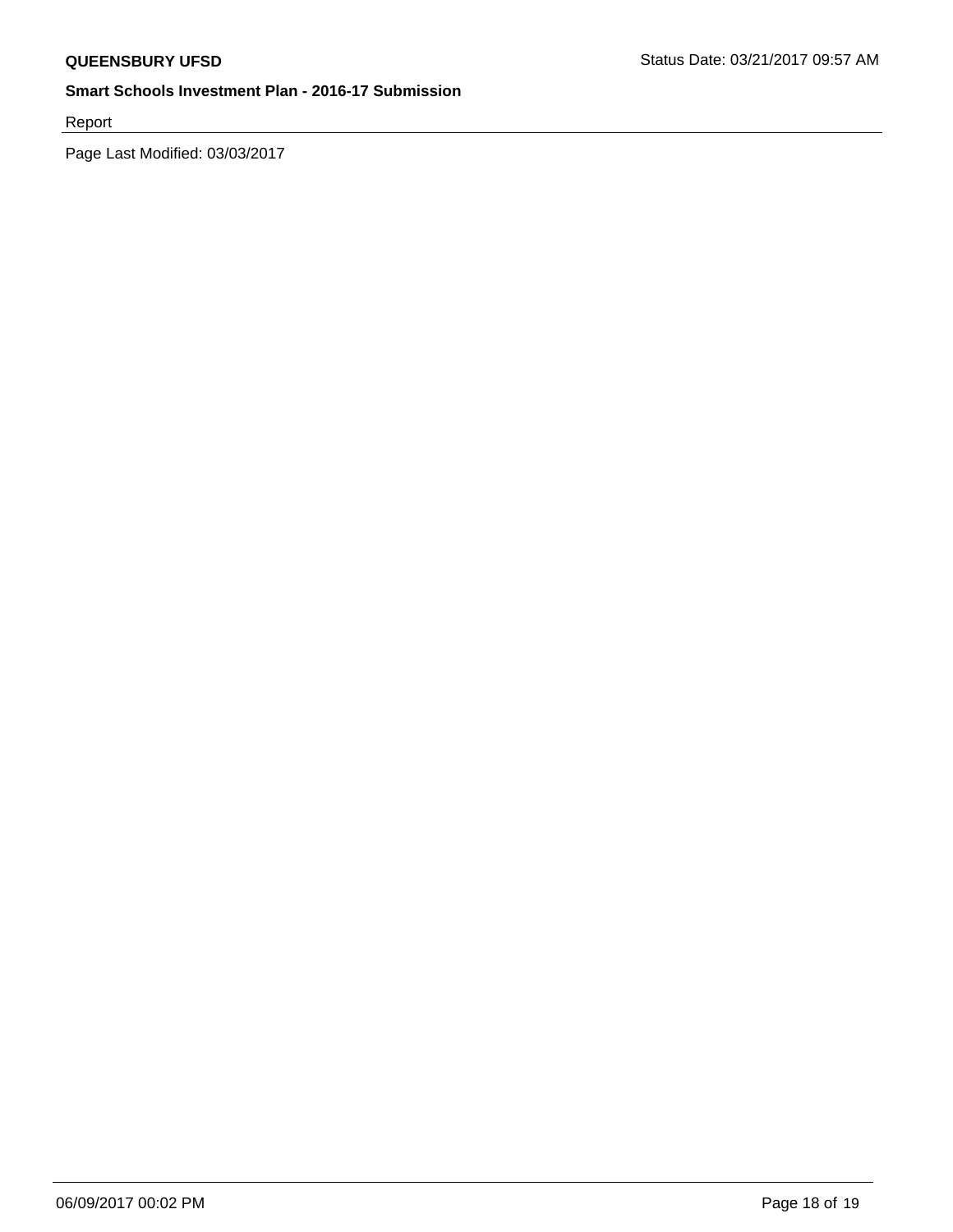Report

Page Last Modified: 03/03/2017